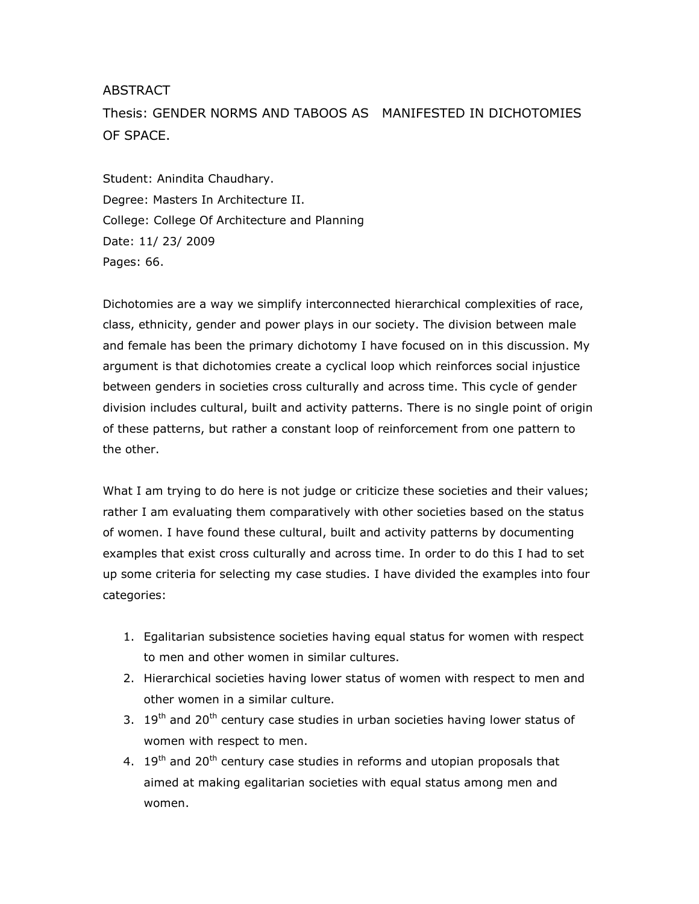# ABSTRACT

## Thesis: GENDER NORMS AND TABOOS AS MANIFESTED IN DICHOTOMIES OF SPACE.

Student: Anindita Chaudhary.
Degree: Masters In Architecture II.
College: College Of Architecture and Planning
Date: 11/ 23/ 2009
Pages: 66.

Dichotomies are a way we simplify interconnected hierarchical complexities of race, class, ethnicity, gender and power plays in our society. The division between male and female has been the primary dichotomy I have focused on in this discussion. My argument is that dichotomies create a cyclical loop which reinforces social injustice between genders in societies cross culturally and across time. This cycle of gender division includes cultural, built and activity patterns. There is no single point of origin of these patterns, but rather a constant loop of reinforcement from one pattern to the other.

What I am trying to do here is not judge or criticize these societies and their values; rather I am evaluating them comparatively with other societies based on the status of women. I have found these cultural, built and activity patterns by documenting examples that exist cross culturally and across time. In order to do this I had to set up some criteria for selecting my case studies. I have divided the examples into four categories:

1. Egalitarian subsistence societies having equal status for women with respect to men and other women in similar cultures.
2. Hierarchical societies having lower status of women with respect to men and other women in a similar culture.
3. 19th and 20th century case studies in urban societies having lower status of women with respect to men.
4. 19th and 20th century case studies in reforms and utopian proposals that aimed at making egalitarian societies with equal status among men and women.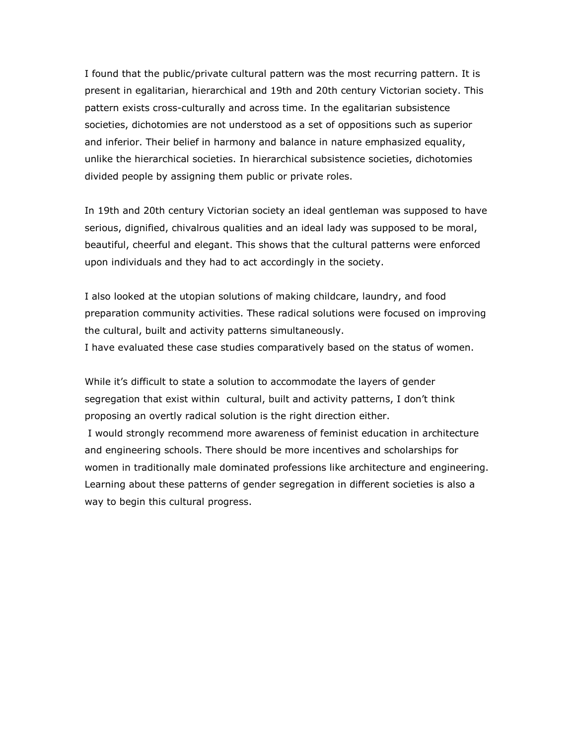I found that the public/private cultural pattern was the most recurring pattern. It is present in egalitarian, hierarchical and 19th and 20th century Victorian society. This pattern exists cross-culturally and across time. In the egalitarian subsistence societies, dichotomies are not understood as a set of oppositions such as superior and inferior. Their belief in harmony and balance in nature emphasized equality, unlike the hierarchical societies. In hierarchical subsistence societies, dichotomies divided people by assigning them public or private roles.

In 19th and 20th century Victorian society an ideal gentleman was supposed to have serious, dignified, chivalrous qualities and an ideal lady was supposed to be moral, beautiful, cheerful and elegant. This shows that the cultural patterns were enforced upon individuals and they had to act accordingly in the society.

I also looked at the utopian solutions of making childcare, laundry, and food preparation community activities. These radical solutions were focused on improving the cultural, built and activity patterns simultaneously.
I have evaluated these case studies comparatively based on the status of women.

While it's difficult to state a solution to accommodate the layers of gender segregation that exist within cultural, built and activity patterns, I don't think proposing an overtly radical solution is the right direction either.
I would strongly recommend more awareness of feminist education in architecture and engineering schools. There should be more incentives and scholarships for women in traditionally male dominated professions like architecture and engineering. Learning about these patterns of gender segregation in different societies is also a way to begin this cultural progress.